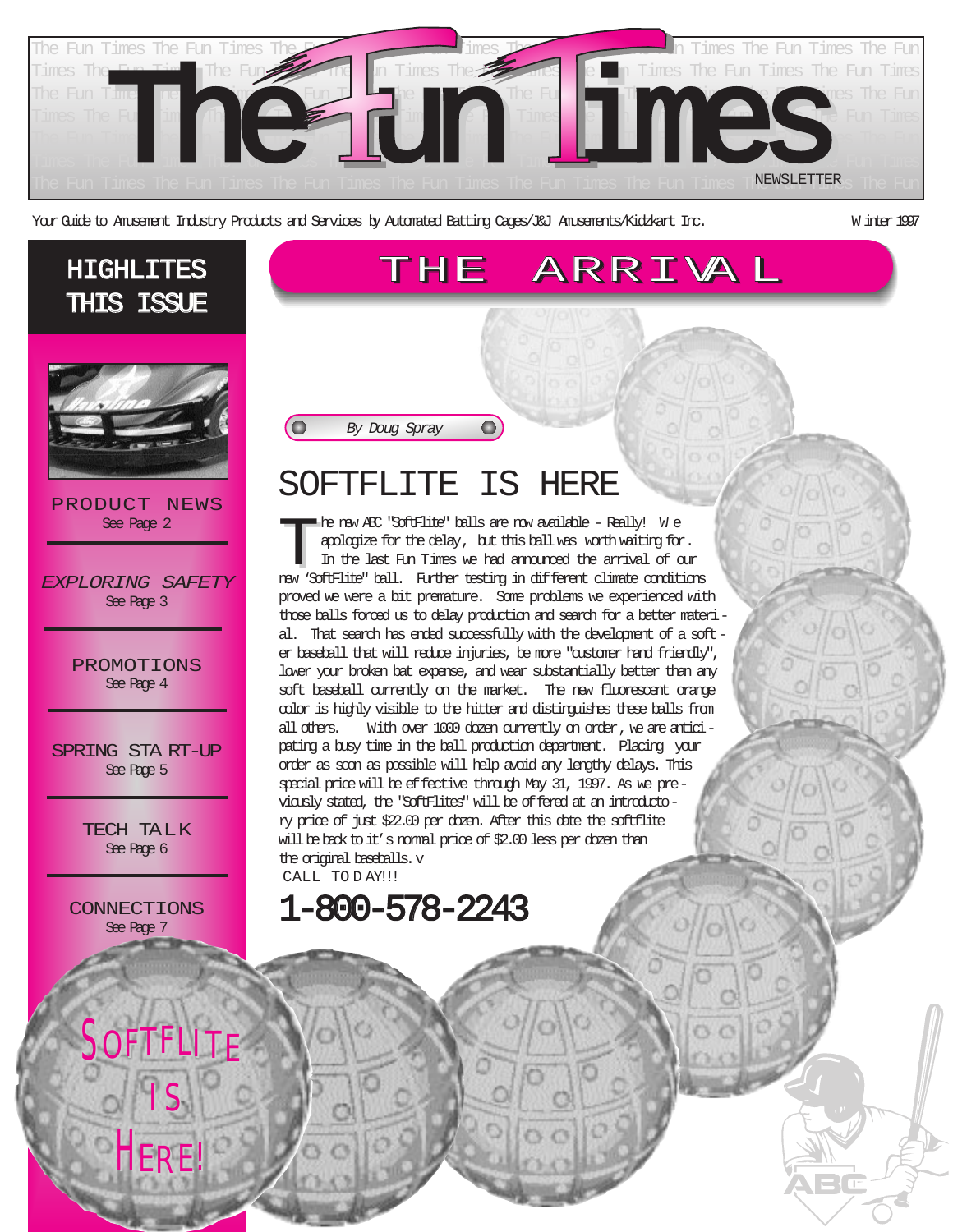# The Fun Times

NEWSLETTER

Your Guide to Amusement Industry Products and Services by Automated Batting Cages/J&J Amusements/Kidzkart Inc. Winter 1997

## HIGHLITES THIS ISSUE

PRODUCT NEWS
See Page 2

*EXPLORING SAFETY*
See Page 3

PROMOTIONS
See Page 4

SPRING START-UP
See Page 5

TECH TALK
See Page 6

CONNECTIONS
See Page 7

SOFTFLITE IS HERE!

# THE ARRIVAL

*By Doug Spray*

## SOFTFLITE IS HERE

The new ABC "SoftFlite" balls are now available - Really! We apologize for the delay, but this ball was worth waiting for. In the last Fun Times we had announced the arrival of our new 'SoftFlite" ball. Further testing in different climate conditions proved we were a bit premature. Some problems we experienced with those balls forced us to delay production and search for a better material. That search has ended successfully with the development of a softer baseball that will reduce injuries, be more "customer hand friendly", lower your broken bat expense, and wear substantially better than any soft baseball currently on the market. The new fluorescent orange color is highly visible to the hitter and distinguishes these balls from all others. With over 1000 dozen currently on order, we are anticipating a busy time in the ball production department. Placing your order as soon as possible will help avoid any lengthy delays. This special price will be effective through May 31, 1997. As we previously stated, the "SoftFlites" will be offered at an introductory price of just $22.00 per dozen. After this date the softflite will be back to it's normal price of $2.00 less per dozen than the original baseballs.

CALL TODAY!!!

**1-800-578-2243**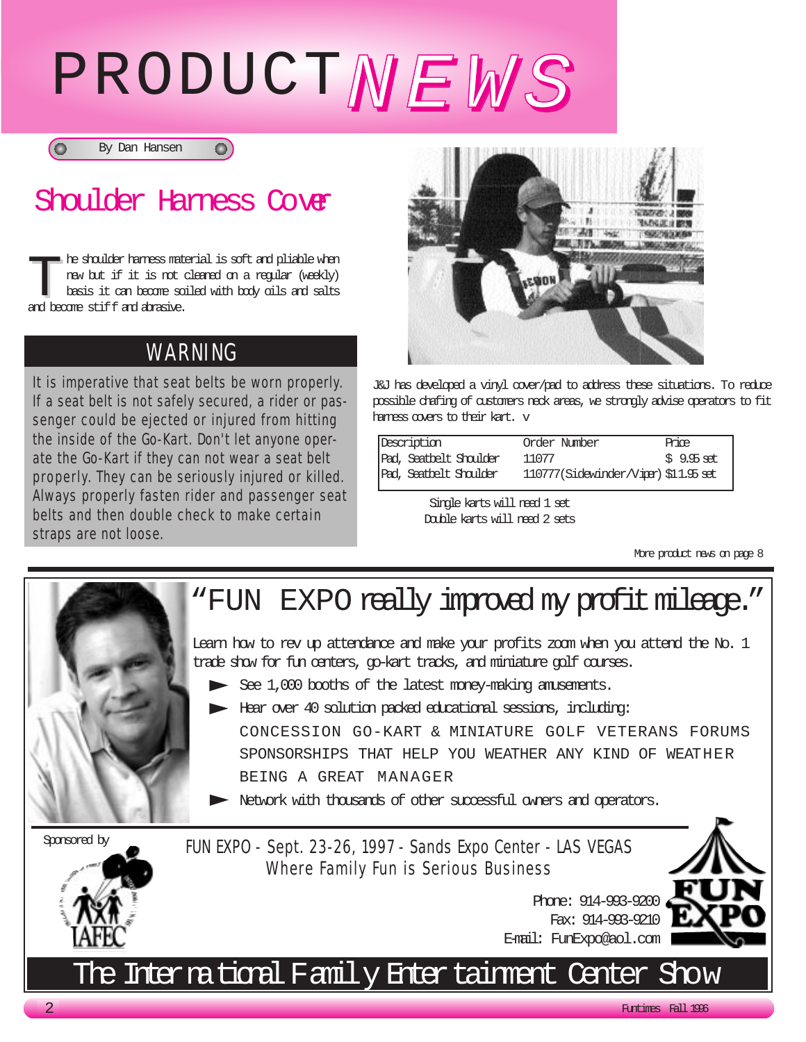# PRODUCT NEWS

By Dan Hansen

## Shoulder Harness Cover

The shoulder harness material is soft and pliable when new but if it is not cleaned on a regular (weekly) basis it can become soiled with body oils and salts and become stiff and abrasive.

### WARNING

It is imperative that seat belts be worn properly. If a seat belt is not safely secured, a rider or passenger could be ejected or injured from hitting the inside of the Go-Kart. Don't let anyone operate the Go-Kart if they can not wear a seat belt properly. They can be seriously injured or killed. Always properly fasten rider and passenger seat belts and then double check to make certain straps are not loose.

J&J has developed a vinyl cover/pad to address these situations. To reduce possible chafing of customers neck areas, we strongly advise operators to fit harness covers to their kart. v

| Description | Order Number | Price |
|---|---|---|
| Pad, Seatbelt Shoulder | 11077 | $ 9.95 set |
| Pad, Seatbelt Shoulder | 110777(Sidewinder/Viper) | $11.95 set |

Single karts will need 1 set
Double karts will need 2 sets

More product news on page 8

---

## "FUN EXPO really improved my profit mileage."

Learn how to rev up attendance and make your profits zoom when you attend the No. 1 trade show for fun centers, go-kart tracks, and miniature golf courses.

- See 1,000 booths of the latest money-making amusements.
- Hear over 40 solution packed educational sessions, including:
  CONCESSION GO-KART & MINIATURE GOLF VETERANS FORUMS
  SPONSORSHIPS THAT HELP YOU WEATHER ANY KIND OF WEATHER
  BEING A GREAT MANAGER
- Network with thousands of other successful owners and operators.

Sponsored by IAFEC

FUN EXPO - Sept. 23-26, 1997 - Sands Expo Center - LAS VEGAS
Where Family Fun is Serious Business

Phone: 914-993-9200
Fax: 914-993-9210
E-mail: FunExpo@aol.com

FUN EXPO

The International Family Entertainment Center Show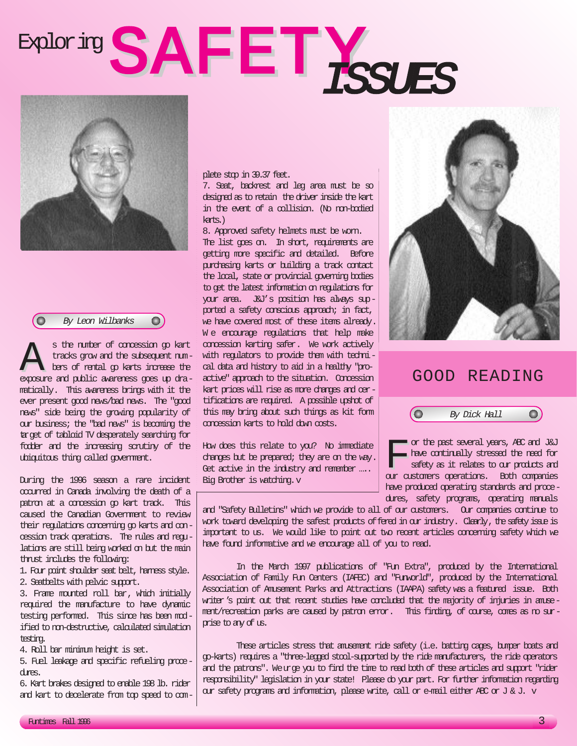# Exploring SAFETY ISSUES

*By Leon Wilbanks*

As the number of concession go kart tracks grow and the subsequent numbers of rental go karts increase the exposure and public awareness goes up dramatically. This awareness brings with it the ever present good news/bad news. The "good news" side being the growing popularity of our business; the "bad news" is becoming the target of tabloid TV desperately searching for fodder and the increasing scrutiny of the ubiquitous thing called government.

During the 1996 season a rare incident occurred in Canada involving the death of a patron at a concession go kart track. This caused the Canadian Government to review their regulations concerning go karts and concession track operations. The rules and regulations are still being worked on but the main thrust includes the following:

1. Four point shoulder seat belt, harness style.
2. Seatbelts with pelvic support.
3. Frame mounted roll bar, which initially required the manufacture to have dynamic testing performed. This since has been modified to non-destructive, calculated simulation testing.
4. Roll bar minimum height is set.
5. Fuel leakage and specific refueling procedures.
6. Kart brakes designed to enable 198 lb. rider and kart to decelerate from top speed to complete stop in 39.37 feet.
7. Seat, backrest and leg area must be so designed as to retain the driver inside the kart in the event of a collision. (No non-bodied karts.)
8. Approved safety helmets must be worn.

The list goes on. In short, requirements are getting more specific and detailed. Before purchasing karts or building a track contact the local, state or provincial governing bodies to get the latest information on regulations for your area. J&J's position has always supported a safety conscious approach; in fact, we have covered most of these items already. We encourage regulations that help make concession karting safer. We work actively with regulators to provide them with technical data and history to aid in a healthy "proactive" approach to the situation. Concession kart prices will rise as more changes and certifications are required. A possible upshot of this may bring about such things as kit form concession karts to hold down costs.

How does this relate to you? No immediate changes but be prepared; they are on the way. Get active in the industry and remember ….. Big Brother is watching. v

## GOOD READING

*By Dick Hall*

For the past several years, ABC and J&J have continually stressed the need for safety as it relates to our products and our customers operations. Both companies have produced operating standards and procedures, safety programs, operating manuals and "Safety Bulletins" which we provide to all of our customers. Our companies continue to work toward developing the safest products offered in our industry. Clearly, the safety issue is important to us. We would like to point out two recent articles concerning safety which we have found informative and we encourage all of you to read.

In the March 1997 publications of "Fun Extra", produced by the International Association of Family Fun Centers (IAFEC) and "Funworld", produced by the International Association of Amusement Parks and Attractions (IAAPA) safety was a featured issue. Both writer's point out that recent studies have concluded that the majority of injuries in amusement/recreation parks are caused by patron error. This finding, of course, comes as no surprise to any of us.

These articles stress that amusement ride safety (i.e. batting cages, bumper boats and go-karts) requires a "three-legged stool-supported by the ride manufacturers, the ride operators and the patrons". We urge you to find the time to read both of these articles and support "rider responsibility" legislation in your state! Please do your part. For further information regarding our safety programs and information, please write, call or e-mail either ABC or J & J. v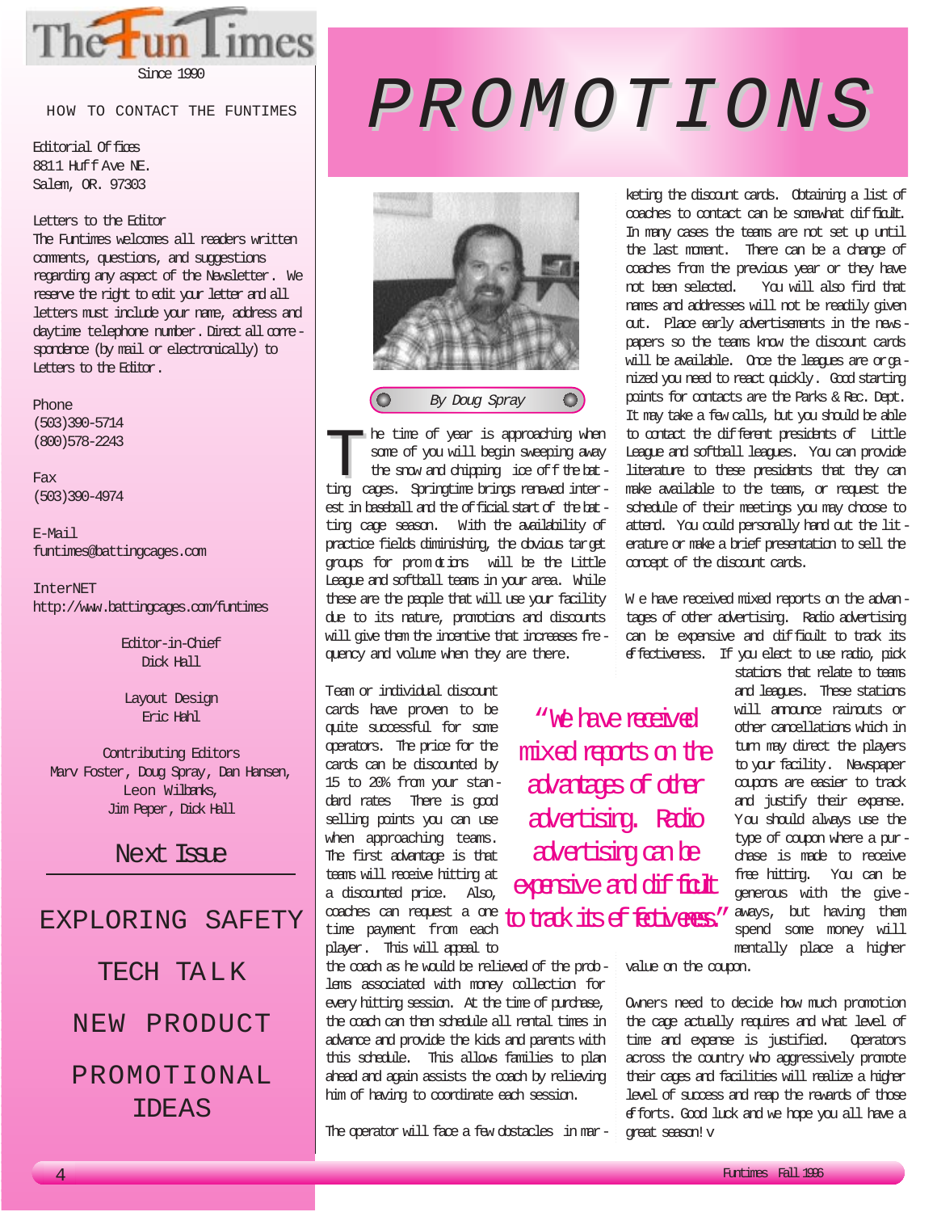The Fun Times

Since 1990

HOW TO CONTACT THE FUNTIMES

Editorial Offices
8811 Huff Ave NE.
Salem, OR. 97303

Letters to the Editor
The Funtimes welcomes all readers written comments, questions, and suggestions regarding any aspect of the Newsletter. We reserve the right to edit your letter and all letters must include your name, address and daytime telephone number. Direct all correspondence (by mail or electronically) to Letters to the Editor.

Phone
(503)390-5714
(800)578-2243

Fax
(503)390-4974

E-Mail
funtimes@battingcages.com

InterNET
http://www.battingcages.com/funtimes

Editor-in-Chief
Dick Hall

Layout Design
Eric Hahl

Contributing Editors
Marv Foster, Doug Spray, Dan Hansen, Leon Wilbanks, Jim Peper, Dick Hall

## Next Issue

EXPLORING SAFETY

TECH TALK

NEW PRODUCT

PROMOTIONAL IDEAS

# PROMOTIONS

*By Doug Spray*

The time of year is approaching when some of you will begin sweeping away the snow and chipping ice off the batting cages. Springtime brings renewed interest in baseball and the official start of the batting cage season. With the availability of practice fields diminishing, the obvious target groups for promotions will be the Little League and softball teams in your area. While these are the people that will use your facility due to its nature, promotions and discounts will give them the incentive that increases frequency and volume when they are there.

Team or individual discount cards have proven to be quite successful for some operators. The price for the cards can be discounted by 15 to 20% from your standard rates There is good selling points you can use when approaching teams. The first advantage is that teams will receive hitting at a discounted price. Also, coaches can request a one time payment from each player. This will appeal to the coach as he would be relieved of the problems associated with money collection for every hitting session. At the time of purchase, the coach can then schedule all rental times in advance and provide the kids and parents with this schedule. This allows families to plan ahead and again assists the coach by relieving him of having to coordinate each session.

The operator will face a few obstacles in marketing the discount cards. Obtaining a list of coaches to contact can be somewhat difficult. In many cases the teams are not set up until the last moment. There can be a change of coaches from the previous year or they have not been selected. You will also find that names and addresses will not be readily given out. Place early advertisements in the newspapers so the teams know the discount cards will be available. Once the leagues are organized you need to react quickly. Good starting points for contacts are the Parks & Rec. Dept. It may take a few calls, but you should be able to contact the different presidents of Little League and softball leagues. You can provide literature to these presidents that they can make available to the teams, or request the schedule of their meetings you may choose to attend. You could personally hand out the literature or make a brief presentation to sell the concept of the discount cards.

> "We have received mixed reports on the advantages of other advertising. Radio advertising can be expensive and difficult to track its effectiveness."

We have received mixed reports on the advantages of other advertising. Radio advertising can be expensive and difficult to track its effectiveness. If you elect to use radio, pick stations that relate to teams and leagues. These stations will announce rainouts or other cancellations which in turn may direct the players to your facility. Newspaper coupons are easier to track and justify their expense. You should always use the type of coupon where a purchase is made to receive free hitting. You can be generous with the giveaways, but having them spend some money will mentally place a higher value on the coupon.

Owners need to decide how much promotion the cage actually requires and what level of time and expense is justified. Operators across the country who aggressively promote their cages and facilities will realize a higher level of success and reap the rewards of those efforts. Good luck and we hope you all have a great season! v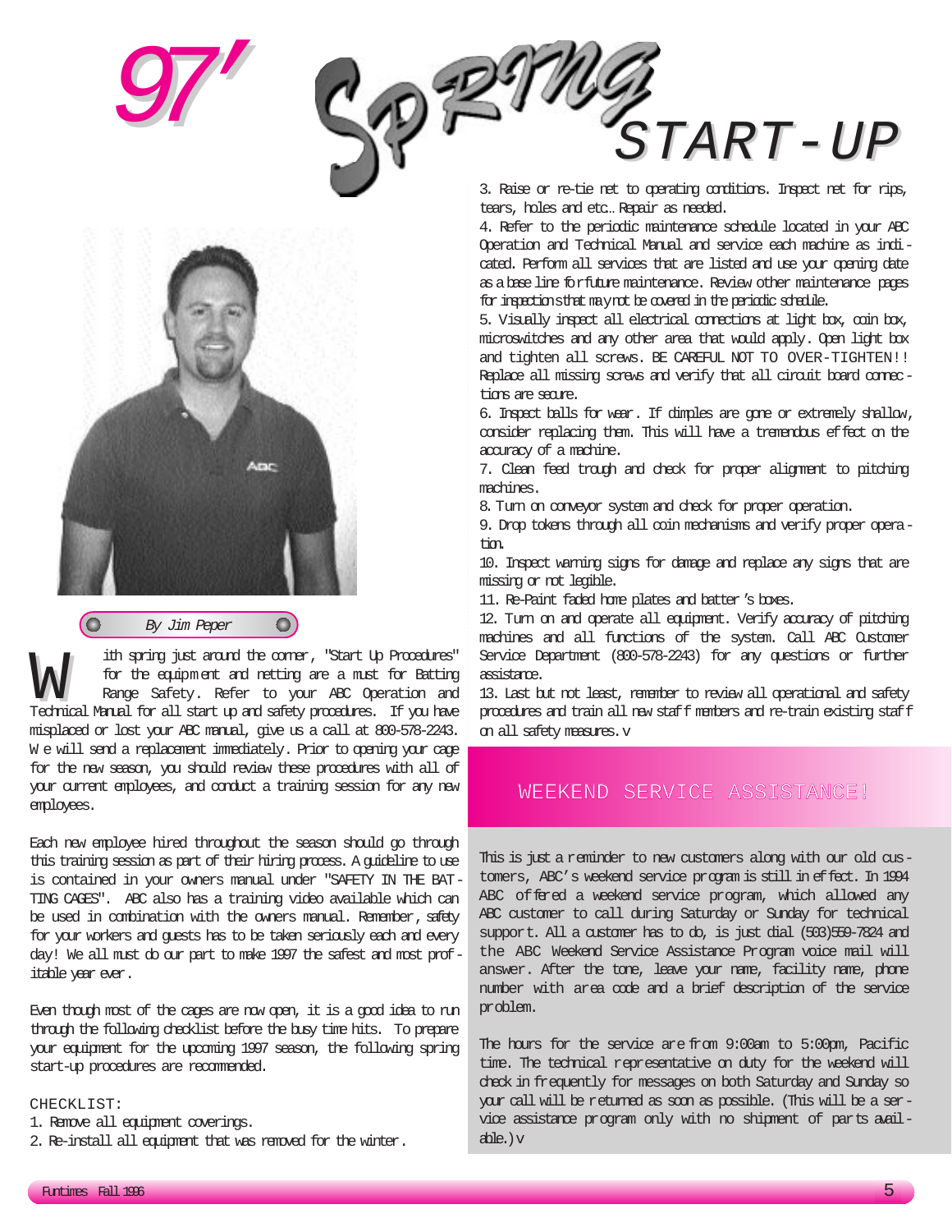# 97' Spring START-UP

*By Jim Peper*

With spring just around the corner, "Start Up Procedures" for the equipment and netting are a must for Batting Range Safety. Refer to your ABC Operation and Technical Manual for all start up and safety procedures. If you have misplaced or lost your ABC manual, give us a call at 800-578-2243. We will send a replacement immediately. Prior to opening your cage for the new season, you should review these procedures with all of your current employees, and conduct a training session for any new employees.

Each new employee hired throughout the season should go through this training session as part of their hiring process. A guideline to use is contained in your owners manual under "SAFETY IN THE BATTING CAGES". ABC also has a training video available which can be used in combination with the owners manual. Remember, safety for your workers and guests has to be taken seriously each and every day! We all must do our part to make 1997 the safest and most profitable year ever.

Even though most of the cages are now open, it is a good idea to run through the following checklist before the busy time hits. To prepare your equipment for the upcoming 1997 season, the following spring start-up procedures are recommended.

CHECKLIST:

1. Remove all equipment coverings.
2. Re-install all equipment that was removed for the winter.
3. Raise or re-tie net to operating conditions. Inspect net for rips, tears, holes and etc… Repair as needed.
4. Refer to the periodic maintenance schedule located in your ABC Operation and Technical Manual and service each machine as indicated. Perform all services that are listed and use your opening date as a base line for future maintenance. Review other maintenance pages for inspections that may not be covered in the periodic schedule.
5. Visually inspect all electrical connections at light box, coin box, microswitches and any other area that would apply. Open light box and tighten all screws. BE CAREFUL NOT TO OVER-TIGHTEN!! Replace all missing screws and verify that all circuit board connections are secure.
6. Inspect balls for wear. If dimples are gone or extremely shallow, consider replacing them. This will have a tremendous effect on the accuracy of a machine.
7. Clean feed trough and check for proper alignment to pitching machines.
8. Turn on conveyor system and check for proper operation.
9. Drop tokens through all coin mechanisms and verify proper operation.
10. Inspect warning signs for damage and replace any signs that are missing or not legible.
11. Re-Paint faded home plates and batter's boxes.
12. Turn on and operate all equipment. Verify accuracy of pitching machines and all functions of the system. Call ABC Customer Service Department (800-578-2243) for any questions or further assistance.
13. Last but not least, remember to review all operational and safety procedures and train all new staff members and re-train existing staff on all safety measures. v

## WEEKEND SERVICE ASSISTANCE!

This is just a reminder to new customers along with our old customers, ABC's weekend service program is still in effect. In 1994 ABC offered a weekend service program, which allowed any ABC customer to call during Saturday or Sunday for technical support. All a customer has to do, is just dial (503)559-7824 and the ABC Weekend Service Assistance Program voice mail will answer. After the tone, leave your name, facility name, phone number with area code and a brief description of the service problem.

The hours for the service are from 9:00am to 5:00pm, Pacific time. The technical representative on duty for the weekend will check in frequently for messages on both Saturday and Sunday so your call will be returned as soon as possible. (This will be a service assistance program only with no shipment of parts available.) v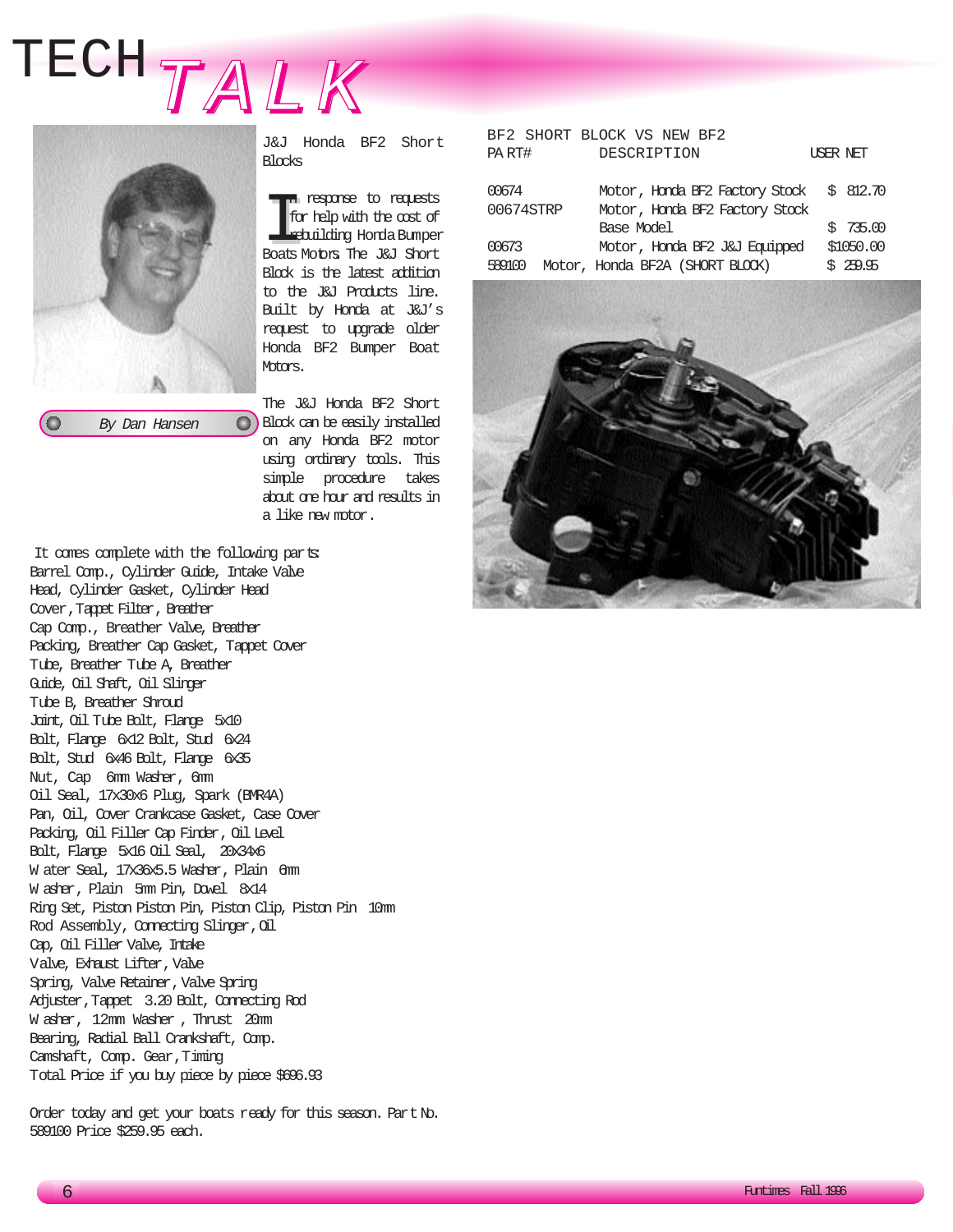# TECH TALK

*By Dan Hansen*

## J&J Honda BF2 Short Blocks

In response to requests for help with the cost of rebuilding Honda Bumper Boats Motors. The J&J Short Block is the latest addition to the J&J Products line. Built by Honda at J&J's request to upgrade older Honda BF2 Bumper Boat Motors.

The J&J Honda BF2 Short Block can be easily installed on any Honda BF2 motor using ordinary tools. This simple procedure takes about one hour and results in a like new motor.

It comes complete with the following parts:
Barrel Comp., Cylinder Guide, Intake Valve Head, Cylinder Gasket, Cylinder Head Cover, Tappet Filter, Breather Cap Comp., Breather Valve, Breather Packing, Breather Cap Gasket, Tappet Cover Tube, Breather Tube A, Breather Guide, Oil Shaft, Oil Slinger Tube B, Breather Shroud Joint, Oil Tube Bolt, Flange 5x10 Bolt, Flange 6x12 Bolt, Stud 6x24 Bolt, Stud 6x46 Bolt, Flange 6x35 Nut, Cap 6mm Washer, 6mm Oil Seal, 17x30x6 Plug, Spark (BMR4A) Pan, Oil, Cover Crankcase Gasket, Case Cover Packing, Oil Filler Cap Finder, Oil Level Bolt, Flange 5x16 Oil Seal, 20x34x6 Water Seal, 17x36x5.5 Washer, Plain 6mm Washer, Plain 5mm Pin, Dowel 8x14 Ring Set, Piston Piston Pin, Piston Clip, Piston Pin 10mm Rod Assembly, Connecting Slinger, Oil Cap, Oil Filler Valve, Intake Valve, Exhaust Lifter, Valve Spring, Valve Retainer, Valve Spring Adjuster, Tappet 3.20 Bolt, Connecting Rod Washer, 12mm Washer, Thrust 20mm Bearing, Radial Ball Crankshaft, Comp. Camshaft, Comp. Gear, Timing
Total Price if you buy piece by piece $696.93

Order today and get your boats ready for this season. Part No. 589100 Price $259.95 each.

**BF2 SHORT BLOCK VS NEW BF2**

| PART# | DESCRIPTION | USER NET |
|---|---|---|
| 00674 | Motor, Honda BF2 Factory Stock | $ 812.70 |
| 00674STRP | Motor, Honda BF2 Factory Stock Base Model | $ 735.00 |
| 00673 | Motor, Honda BF2 J&J Equipped | $1050.00 |
| 589100 | Motor, Honda BF2A (SHORT BLOCK) | $ 259.95 |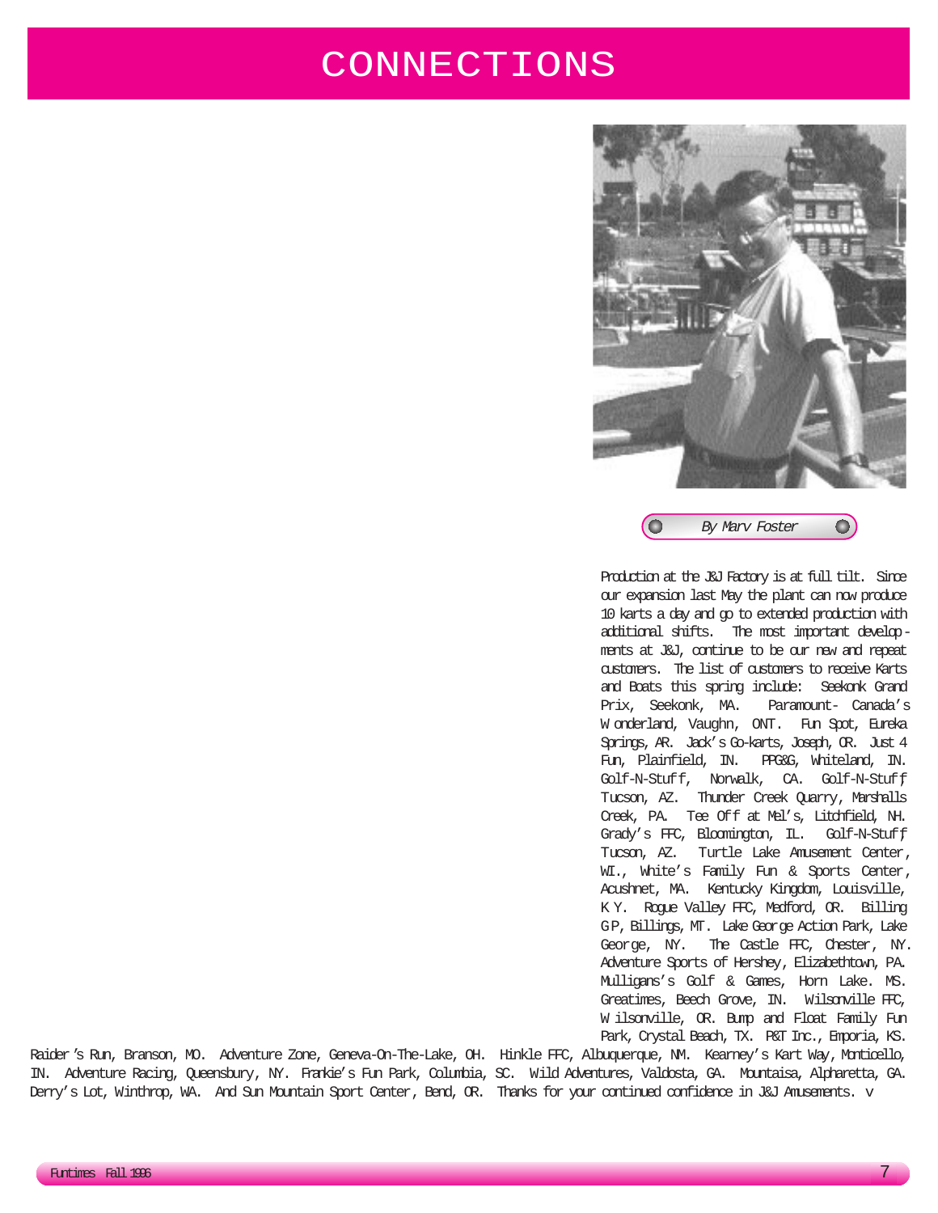# CONNECTIONS

By Marv Foster

Production at the J&J Factory is at full tilt. Since our expansion last May the plant can now produce 10 karts a day and go to extended production with additional shifts. The most important developments at J&J, continue to be our new and repeat customers. The list of customers to receive Karts and Boats this spring include: Seekonk Grand Prix, Seekonk, MA. Paramount- Canada's Wonderland, Vaughn, ONT. Fun Spot, Eureka Springs, AR. Jack's Go-karts, Joseph, OR. Just 4 Fun, Plainfield, IN. PPG&G, Whiteland, IN. Golf-N-Stuff, Norwalk, CA. Golf-N-Stuff, Tucson, AZ. Thunder Creek Quarry, Marshalls Creek, PA. Tee Off at Mel's, Litchfield, NH. Grady's FFC, Bloomington, IL. Golf-N-Stuff, Tucson, AZ. Turtle Lake Amusement Center, WI., White's Family Fun & Sports Center, Acushnet, MA. Kentucky Kingdom, Louisville, KY. Rogue Valley FFC, Medford, OR. Billing GP, Billings, MT. Lake George Action Park, Lake George, NY. The Castle FFC, Chester, NY. Adventure Sports of Hershey, Elizabethtown, PA. Mulligans's Golf & Games, Horn Lake. MS. Greatimes, Beech Grove, IN. Wilsonville FFC, Wilsonville, OR. Bump and Float Family Fun Park, Crystal Beach, TX. P&T Inc., Emporia, KS. Raider's Run, Branson, MO. Adventure Zone, Geneva-On-The-Lake, OH. Hinkle FFC, Albuquerque, NM. Kearney's Kart Way, Monticello, IN. Adventure Racing, Queensbury, NY. Frankie's Fun Park, Columbia, SC. Wild Adventures, Valdosta, GA. Mountaisa, Alpharetta, GA. Derry's Lot, Winthrop, WA. And Sun Mountain Sport Center, Bend, OR. Thanks for your continued confidence in J&J Amusements. v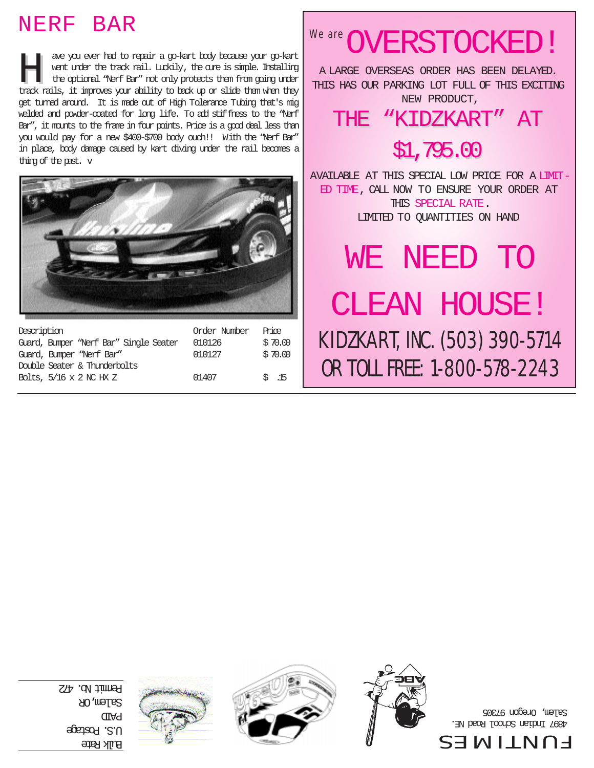# NERF BAR

Have you ever had to repair a go-kart body because your go-kart went under the track rail. Luckily, the cure is simple. Installing the optional "Nerf Bar" not only protects them from going under track rails, it improves your ability to back up or slide them when they get turned around. It is made out of High Tolerance Tubing that's mig welded and powder-coated for long life. To add stiffness to the "Nerf Bar", it mounts to the frame in four points. Price is a good deal less than you would pay for a new $400-$700 body ouch!! With the "Nerf Bar" in place, body damage caused by kart diving under the rail becomes a thing of the past. v

| Description | Order Number | Price |
|---|---|---|
| Guard, Bumper "Nerf Bar" Single Seater | 010126 | $ 70.00 |
| Guard, Bumper "Nerf Bar" Double Seater & Thunderbolts | 010127 | $ 70.00 |
| Bolts, 5/16 x 2 NC HX Z | 01407 | $ .15 |

We are **OVERSTOCKED!**

A LARGE OVERSEAS ORDER HAS BEEN DELAYED. THIS HAS OUR PARKING LOT FULL OF THIS EXCITING NEW PRODUCT,

## THE "KIDZKART" AT

## $1,795.00

AVAILABLE AT THIS SPECIAL LOW PRICE FOR A LIMITED TIME, CALL NOW TO ENSURE YOUR ORDER AT THIS SPECIAL RATE.

LIMITED TO QUANTITIES ON HAND

# WE NEED TO CLEAN HOUSE!

KIDZKART, INC. (503) 390-5714

OR TOLL FREE: 1-800-578-2243

FUNTIMES

4897 Indian School Road NE.

Salem, Oregon 97305

Bulk Rate

U.S. Postage

PAID

Salem, OR

Permit No. 472